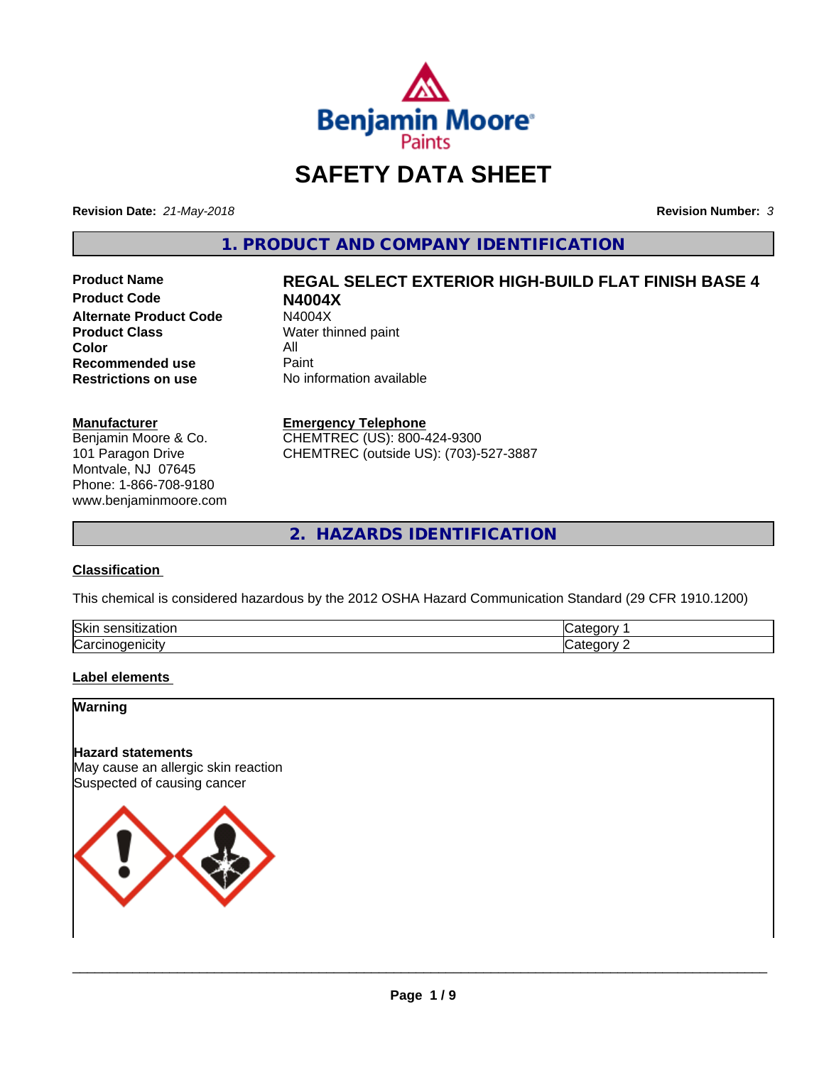# SAFETY DATA SHEET

**Revision Date:** *21-May-2018*

**Revision Number:** *3*

## 1. PRODUCT AND COMPANY IDENTIFICATION

| | |
|---|---|
| **Product Name** | **REGAL SELECT EXTERIOR HIGH-BUILD FLAT FINISH BASE 4** |
| **Product Code** | **N4004X** |
| **Alternate Product Code** | N4004X |
| **Product Class** | Water thinned paint |
| **Color** | All |
| **Recommended use** | Paint |
| **Restrictions on use** | No information available |

**Manufacturer**
Benjamin Moore & Co.
101 Paragon Drive
Montvale, NJ 07645
Phone: 1-866-708-9180
www.benjaminmoore.com

**Emergency Telephone**
CHEMTREC (US): 800-424-9300
CHEMTREC (outside US): (703)-527-3887

## 2. HAZARDS IDENTIFICATION

**Classification**

This chemical is considered hazardous by the 2012 OSHA Hazard Communication Standard (29 CFR 1910.1200)

| | |
|---|---|
| Skin sensitization | Category 1 |
| Carcinogenicity | Category 2 |

**Label elements**

**Warning**

**Hazard statements**
May cause an allergic skin reaction
Suspected of causing cancer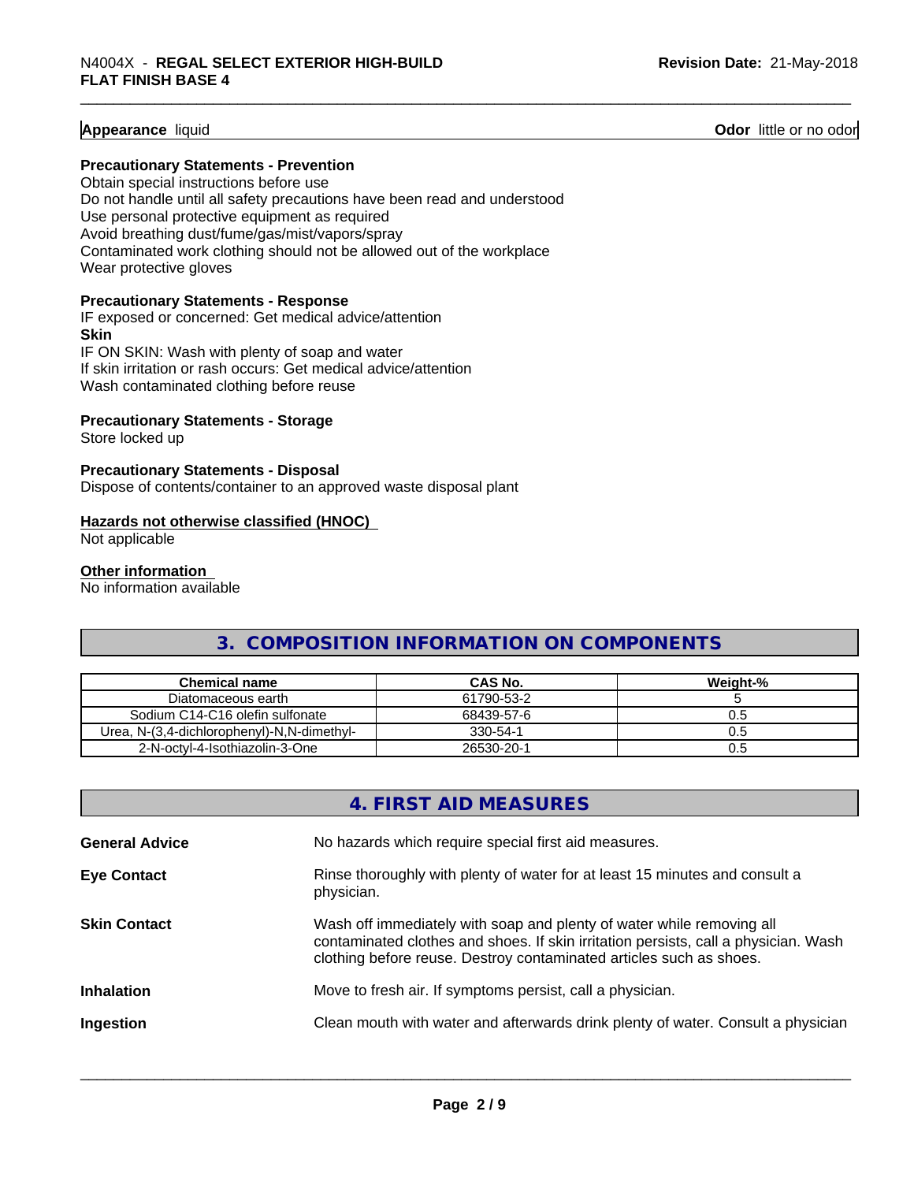**Appearance** liquid **Odor** little or no odor

**Precautionary Statements - Prevention**

Obtain special instructions before use
Do not handle until all safety precautions have been read and understood
Use personal protective equipment as required
Avoid breathing dust/fume/gas/mist/vapors/spray
Contaminated work clothing should not be allowed out of the workplace
Wear protective gloves

**Precautionary Statements - Response**

IF exposed or concerned: Get medical advice/attention
**Skin**
IF ON SKIN: Wash with plenty of soap and water
If skin irritation or rash occurs: Get medical advice/attention
Wash contaminated clothing before reuse

**Precautionary Statements - Storage**

Store locked up

**Precautionary Statements - Disposal**

Dispose of contents/container to an approved waste disposal plant

**Hazards not otherwise classified (HNOC)**

Not applicable

**Other information**

No information available

## 3. COMPOSITION INFORMATION ON COMPONENTS

| Chemical name | CAS No. | Weight-% |
| --- | --- | --- |
| Diatomaceous earth | 61790-53-2 | 5 |
| Sodium C14-C16 olefin sulfonate | 68439-57-6 | 0.5 |
| Urea, N-(3,4-dichlorophenyl)-N,N-dimethyl- | 330-54-1 | 0.5 |
| 2-N-octyl-4-Isothiazolin-3-One | 26530-20-1 | 0.5 |

## 4. FIRST AID MEASURES

**General Advice** No hazards which require special first aid measures.

**Eye Contact** Rinse thoroughly with plenty of water for at least 15 minutes and consult a physician.

**Skin Contact** Wash off immediately with soap and plenty of water while removing all contaminated clothes and shoes. If skin irritation persists, call a physician. Wash clothing before reuse. Destroy contaminated articles such as shoes.

**Inhalation** Move to fresh air. If symptoms persist, call a physician.

**Ingestion** Clean mouth with water and afterwards drink plenty of water. Consult a physician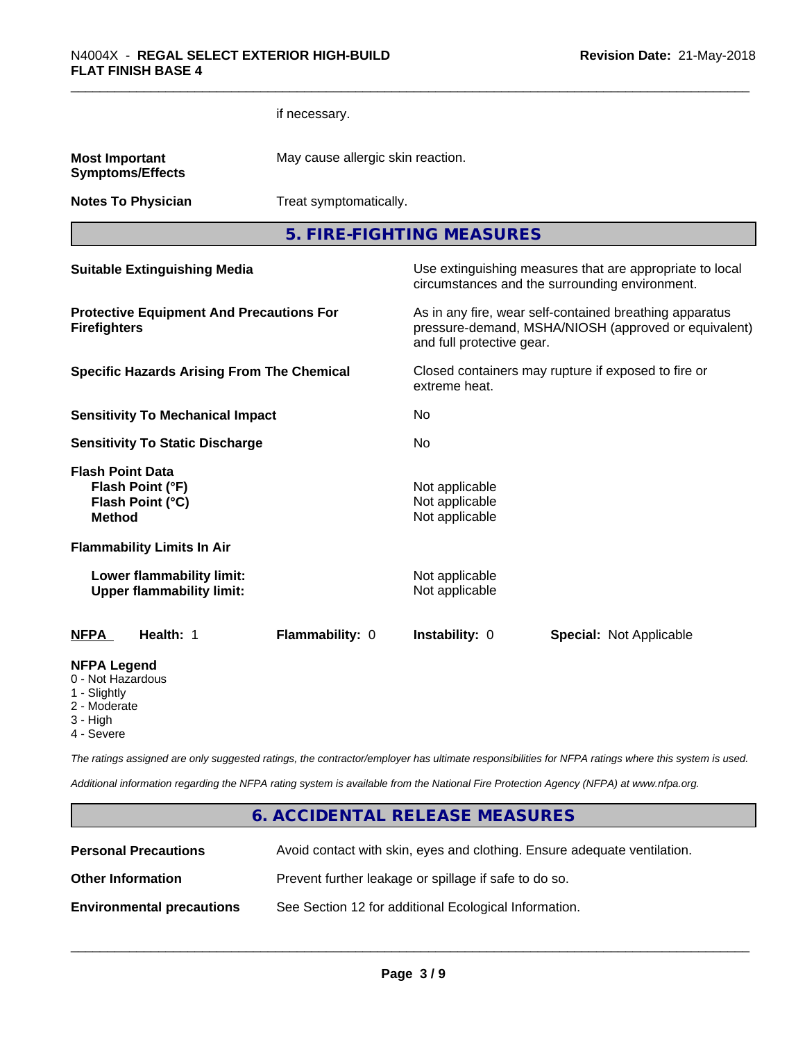if necessary.

| | |
|---|---|
| **Most Important Symptoms/Effects** | May cause allergic skin reaction. |
| **Notes To Physician** | Treat symptomatically. |

## 5. FIRE-FIGHTING MEASURES

| | |
|---|---|
| **Suitable Extinguishing Media** | Use extinguishing measures that are appropriate to local circumstances and the surrounding environment. |
| **Protective Equipment And Precautions For Firefighters** | As in any fire, wear self-contained breathing apparatus pressure-demand, MSHA/NIOSH (approved or equivalent) and full protective gear. |
| **Specific Hazards Arising From The Chemical** | Closed containers may rupture if exposed to fire or extreme heat. |
| **Sensitivity To Mechanical Impact** | No |
| **Sensitivity To Static Discharge** | No |
| **Flash Point Data** | |
| **Flash Point (°F)** | Not applicable |
| **Flash Point (°C)** | Not applicable |
| **Method** | Not applicable |
| **Flammability Limits In Air** | |
| **Lower flammability limit:** | Not applicable |
| **Upper flammability limit:** | Not applicable |

| | | | | |
|---|---|---|---|---|
| **NFPA** | **Health:** 1 | **Flammability:** 0 | **Instability:** 0 | **Special:** Not Applicable |

**NFPA Legend**
- 0 - Not Hazardous
- 1 - Slightly
- 2 - Moderate
- 3 - High
- 4 - Severe

*The ratings assigned are only suggested ratings, the contractor/employer has ultimate responsibilities for NFPA ratings where this system is used.*

*Additional information regarding the NFPA rating system is available from the National Fire Protection Agency (NFPA) at www.nfpa.org.*

## 6. ACCIDENTAL RELEASE MEASURES

| | |
|---|---|
| **Personal Precautions** | Avoid contact with skin, eyes and clothing. Ensure adequate ventilation. |
| **Other Information** | Prevent further leakage or spillage if safe to do so. |
| **Environmental precautions** | See Section 12 for additional Ecological Information. |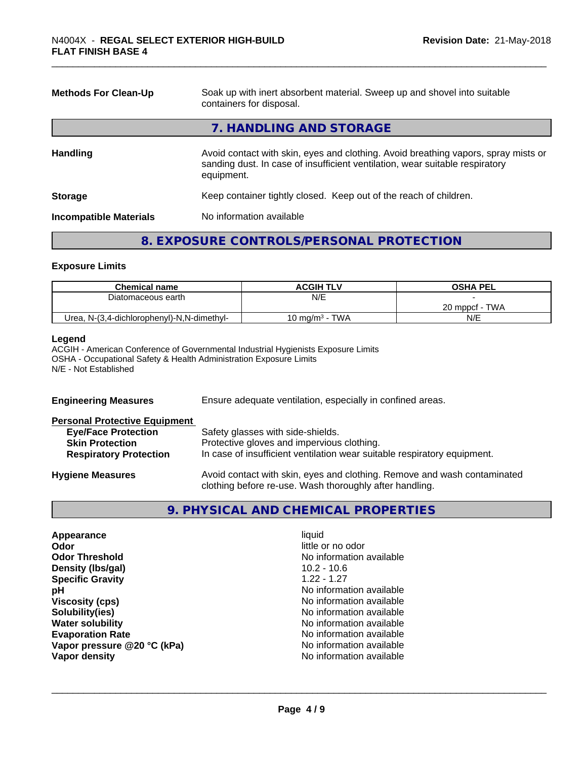| | |
|---|---|
| **Methods For Clean-Up** | Soak up with inert absorbent material. Sweep up and shovel into suitable containers for disposal. |

## 7. HANDLING AND STORAGE

| | |
|---|---|
| **Handling** | Avoid contact with skin, eyes and clothing. Avoid breathing vapors, spray mists or sanding dust. In case of insufficient ventilation, wear suitable respiratory equipment. |
| **Storage** | Keep container tightly closed. Keep out of the reach of children. |
| **Incompatible Materials** | No information available |

## 8. EXPOSURE CONTROLS/PERSONAL PROTECTION

### Exposure Limits

| Chemical name | ACGIH TLV | OSHA PEL |
|---|---|---|
| Diatomaceous earth | N/E | -<br>20 mppcf - TWA |
| Urea, N-(3,4-dichlorophenyl)-N,N-dimethyl- | 10 mg/m³ - TWA | N/E |

**Legend**
ACGIH - American Conference of Governmental Industrial Hygienists Exposure Limits
OSHA - Occupational Safety & Health Administration Exposure Limits
N/E - Not Established

| | |
|---|---|
| **Engineering Measures** | Ensure adequate ventilation, especially in confined areas. |
| **Personal Protective Equipment** | |
| **Eye/Face Protection** | Safety glasses with side-shields. |
| **Skin Protection** | Protective gloves and impervious clothing. |
| **Respiratory Protection** | In case of insufficient ventilation wear suitable respiratory equipment. |
| **Hygiene Measures** | Avoid contact with skin, eyes and clothing. Remove and wash contaminated clothing before re-use. Wash thoroughly after handling. |

## 9. PHYSICAL AND CHEMICAL PROPERTIES

| | |
|---|---|
| **Appearance** | liquid |
| **Odor** | little or no odor |
| **Odor Threshold** | No information available |
| **Density (lbs/gal)** | 10.2 - 10.6 |
| **Specific Gravity** | 1.22 - 1.27 |
| **pH** | No information available |
| **Viscosity (cps)** | No information available |
| **Solubility(ies)** | No information available |
| **Water solubility** | No information available |
| **Evaporation Rate** | No information available |
| **Vapor pressure @20 °C (kPa)** | No information available |
| **Vapor density** | No information available |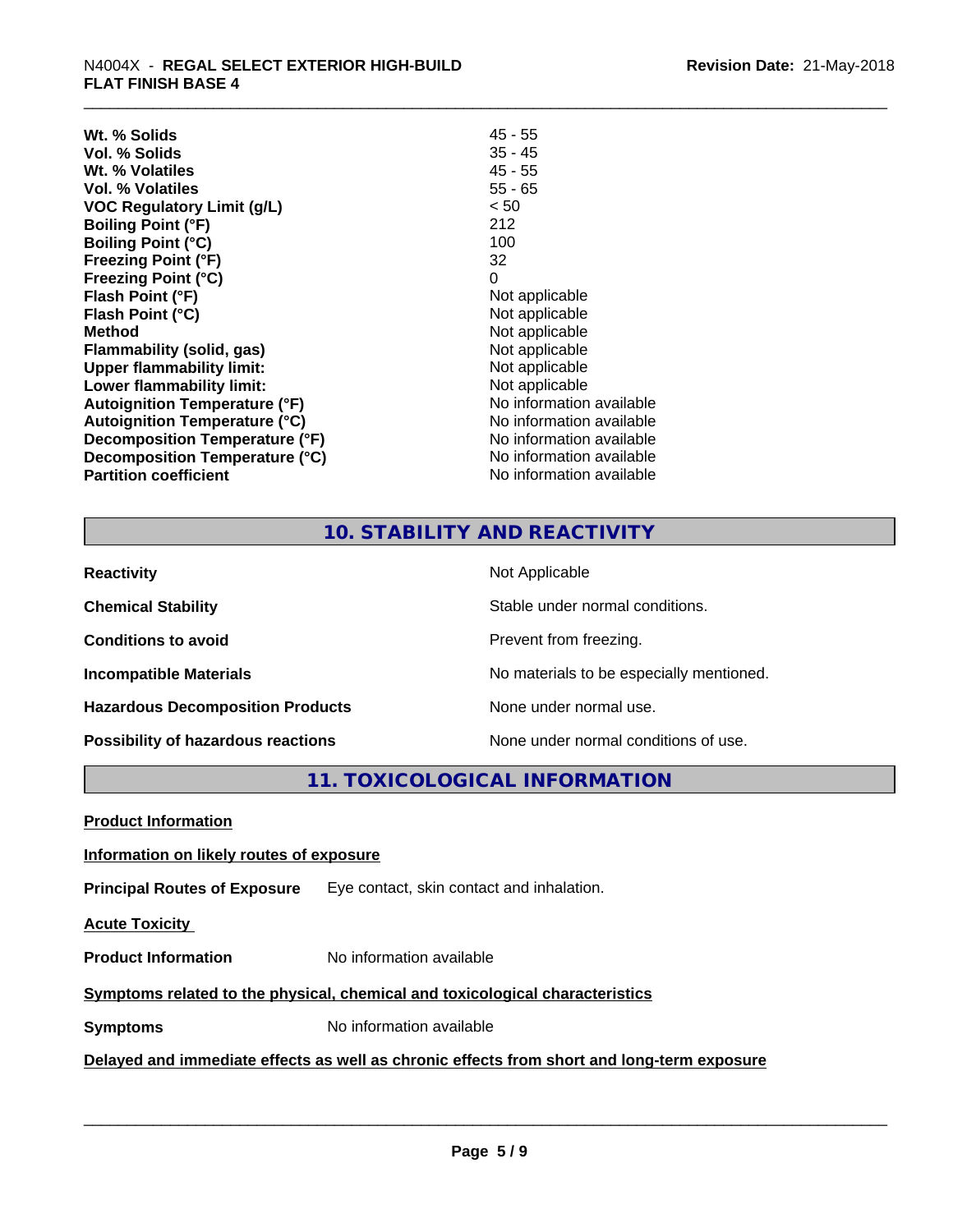| | |
|---|---|
| **Wt. % Solids** | 45 - 55 |
| **Vol. % Solids** | 35 - 45 |
| **Wt. % Volatiles** | 45 - 55 |
| **Vol. % Volatiles** | 55 - 65 |
| **VOC Regulatory Limit (g/L)** | < 50 |
| **Boiling Point (°F)** | 212 |
| **Boiling Point (°C)** | 100 |
| **Freezing Point (°F)** | 32 |
| **Freezing Point (°C)** | 0 |
| **Flash Point (°F)** | Not applicable |
| **Flash Point (°C)** | Not applicable |
| **Method** | Not applicable |
| **Flammability (solid, gas)** | Not applicable |
| **Upper flammability limit:** | Not applicable |
| **Lower flammability limit:** | Not applicable |
| **Autoignition Temperature (°F)** | No information available |
| **Autoignition Temperature (°C)** | No information available |
| **Decomposition Temperature (°F)** | No information available |
| **Decomposition Temperature (°C)** | No information available |
| **Partition coefficient** | No information available |

## 10. STABILITY AND REACTIVITY

| | |
|---|---|
| **Reactivity** | Not Applicable |
| **Chemical Stability** | Stable under normal conditions. |
| **Conditions to avoid** | Prevent from freezing. |
| **Incompatible Materials** | No materials to be especially mentioned. |
| **Hazardous Decomposition Products** | None under normal use. |
| **Possibility of hazardous reactions** | None under normal conditions of use. |

## 11. TOXICOLOGICAL INFORMATION

**Product Information**

**Information on likely routes of exposure**

**Principal Routes of Exposure** Eye contact, skin contact and inhalation.

**Acute Toxicity**

**Product Information** No information available

**Symptoms related to the physical, chemical and toxicological characteristics**

**Symptoms** No information available

**Delayed and immediate effects as well as chronic effects from short and long-term exposure**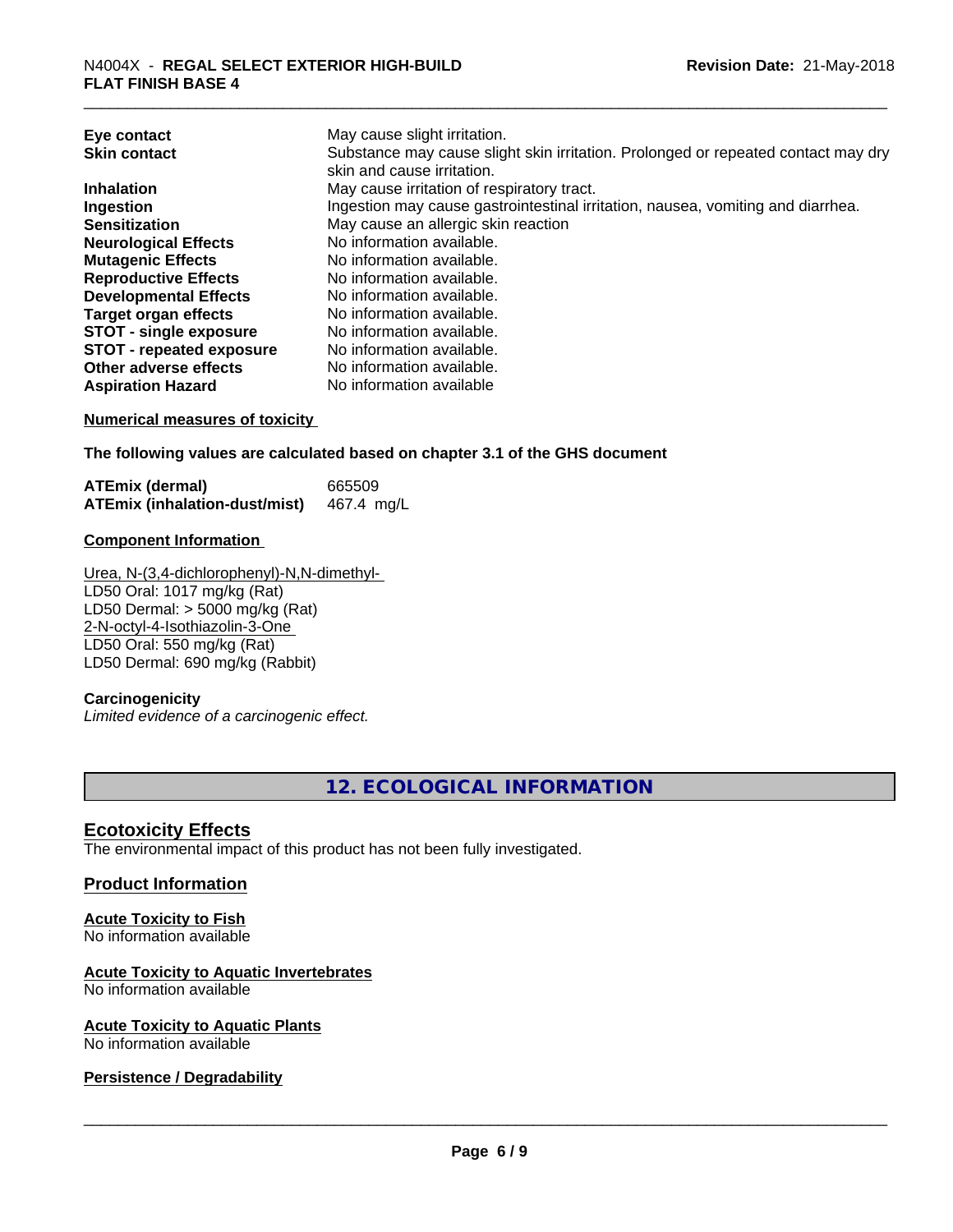| | |
|---|---|
| **Eye contact** | May cause slight irritation. |
| **Skin contact** | Substance may cause slight skin irritation. Prolonged or repeated contact may dry skin and cause irritation. |
| **Inhalation** | May cause irritation of respiratory tract. |
| **Ingestion** | Ingestion may cause gastrointestinal irritation, nausea, vomiting and diarrhea. |
| **Sensitization** | May cause an allergic skin reaction |
| **Neurological Effects** | No information available. |
| **Mutagenic Effects** | No information available. |
| **Reproductive Effects** | No information available. |
| **Developmental Effects** | No information available. |
| **Target organ effects** | No information available. |
| **STOT - single exposure** | No information available. |
| **STOT - repeated exposure** | No information available. |
| **Other adverse effects** | No information available. |
| **Aspiration Hazard** | No information available |

**Numerical measures of toxicity**

**The following values are calculated based on chapter 3.1 of the GHS document**

| | |
|---|---|
| **ATEmix (dermal)** | 665509 |
| **ATEmix (inhalation-dust/mist)** | 467.4 mg/L |

**Component Information**

Urea, N-(3,4-dichlorophenyl)-N,N-dimethyl-
LD50 Oral: 1017 mg/kg (Rat)
LD50 Dermal: > 5000 mg/kg (Rat)
2-N-octyl-4-Isothiazolin-3-One
LD50 Oral: 550 mg/kg (Rat)
LD50 Dermal: 690 mg/kg (Rabbit)

**Carcinogenicity**
*Limited evidence of a carcinogenic effect.*

## 12. ECOLOGICAL INFORMATION

### Ecotoxicity Effects
The environmental impact of this product has not been fully investigated.

### Product Information

**Acute Toxicity to Fish**
No information available

**Acute Toxicity to Aquatic Invertebrates**
No information available

**Acute Toxicity to Aquatic Plants**
No information available

**Persistence / Degradability**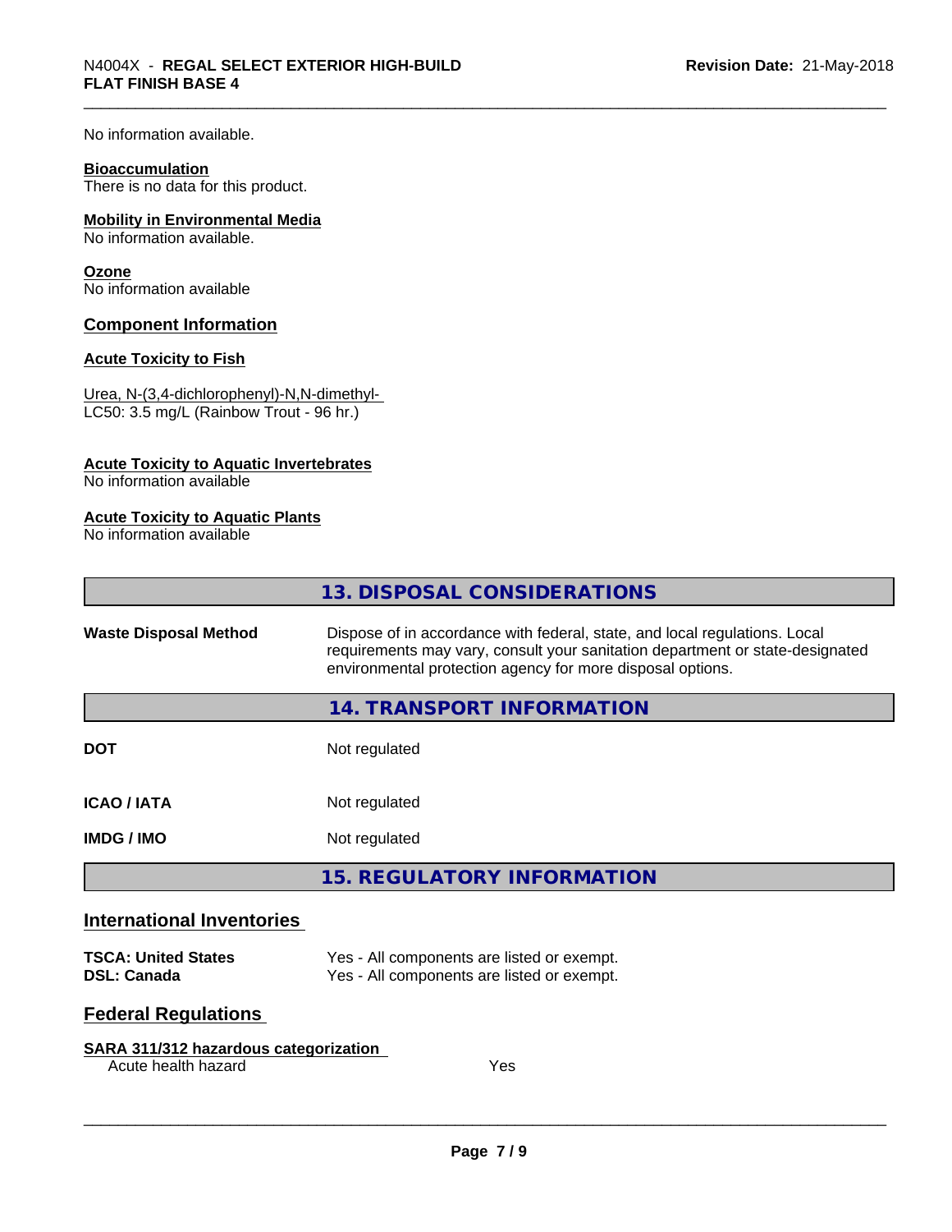No information available.

**Bioaccumulation**
There is no data for this product.

**Mobility in Environmental Media**
No information available.

**Ozone**
No information available

## Component Information

**Acute Toxicity to Fish**

Urea, N-(3,4-dichlorophenyl)-N,N-dimethyl-
LC50: 3.5 mg/L (Rainbow Trout - 96 hr.)

**Acute Toxicity to Aquatic Invertebrates**
No information available

**Acute Toxicity to Aquatic Plants**
No information available

## 13. DISPOSAL CONSIDERATIONS

| | |
|---|---|
| **Waste Disposal Method** | Dispose of in accordance with federal, state, and local regulations. Local requirements may vary, consult your sanitation department or state-designated environmental protection agency for more disposal options. |

## 14. TRANSPORT INFORMATION

| | |
|---|---|
| **DOT** | Not regulated |
| **ICAO / IATA** | Not regulated |
| **IMDG / IMO** | Not regulated |

## 15. REGULATORY INFORMATION

### International Inventories

| | |
|---|---|
| **TSCA: United States** | Yes - All components are listed or exempt. |
| **DSL: Canada** | Yes - All components are listed or exempt. |

### Federal Regulations

**SARA 311/312 hazardous categorization**

| | |
|---|---|
| Acute health hazard | Yes |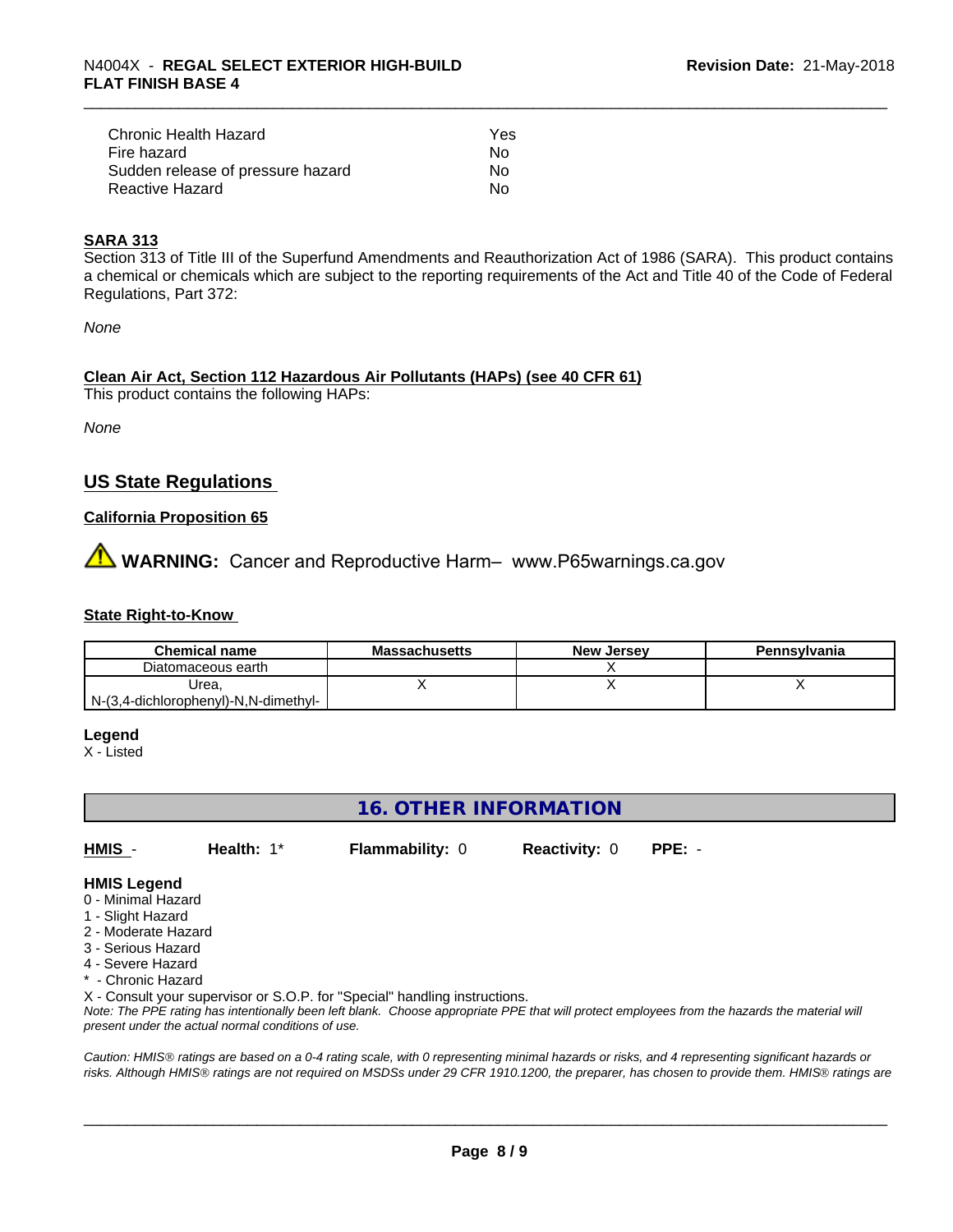| | |
|---|---|
| Chronic Health Hazard | Yes |
| Fire hazard | No |
| Sudden release of pressure hazard | No |
| Reactive Hazard | No |

**SARA 313**

Section 313 of Title III of the Superfund Amendments and Reauthorization Act of 1986 (SARA). This product contains a chemical or chemicals which are subject to the reporting requirements of the Act and Title 40 of the Code of Federal Regulations, Part 372:

*None*

**Clean Air Act, Section 112 Hazardous Air Pollutants (HAPs) (see 40 CFR 61)**

This product contains the following HAPs:

*None*

## US State Regulations

**California Proposition 65**

⚠ **WARNING:** Cancer and Reproductive Harm– www.P65warnings.ca.gov

**State Right-to-Know**

| Chemical name | Massachusetts | New Jersey | Pennsylvania |
|---|---|---|---|
| Diatomaceous earth | | X | |
| Urea, N-(3,4-dichlorophenyl)-N,N-dimethyl- | X | X | X |

**Legend**

X - Listed

## 16. OTHER INFORMATION

**HMIS** - **Health:** 1* **Flammability:** 0 **Reactivity:** 0 **PPE:** -

**HMIS Legend**

0 - Minimal Hazard
1 - Slight Hazard
2 - Moderate Hazard
3 - Serious Hazard
4 - Severe Hazard
* - Chronic Hazard
X - Consult your supervisor or S.O.P. for "Special" handling instructions.

*Note: The PPE rating has intentionally been left blank. Choose appropriate PPE that will protect employees from the hazards the material will present under the actual normal conditions of use.*

*Caution: HMIS® ratings are based on a 0-4 rating scale, with 0 representing minimal hazards or risks, and 4 representing significant hazards or risks. Although HMIS® ratings are not required on MSDSs under 29 CFR 1910.1200, the preparer, has chosen to provide them. HMIS® ratings are*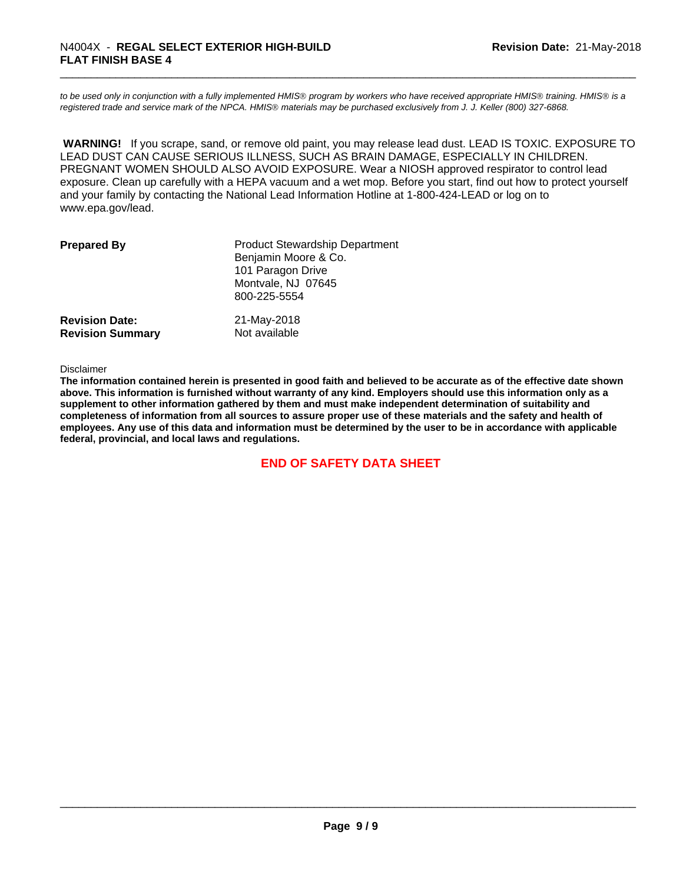*to be used only in conjunction with a fully implemented HMIS® program by workers who have received appropriate HMIS® training. HMIS® is a registered trade and service mark of the NPCA. HMIS® materials may be purchased exclusively from J. J. Keller (800) 327-6868.*

**WARNING!** If you scrape, sand, or remove old paint, you may release lead dust. LEAD IS TOXIC. EXPOSURE TO LEAD DUST CAN CAUSE SERIOUS ILLNESS, SUCH AS BRAIN DAMAGE, ESPECIALLY IN CHILDREN. PREGNANT WOMEN SHOULD ALSO AVOID EXPOSURE. Wear a NIOSH approved respirator to control lead exposure. Clean up carefully with a HEPA vacuum and a wet mop. Before you start, find out how to protect yourself and your family by contacting the National Lead Information Hotline at 1-800-424-LEAD or log on to www.epa.gov/lead.

| | |
|---|---|
| **Prepared By** | Product Stewardship Department<br>Benjamin Moore & Co.<br>101 Paragon Drive<br>Montvale, NJ 07645<br>800-225-5554 |
| **Revision Date:** | 21-May-2018 |
| **Revision Summary** | Not available |

Disclaimer

**The information contained herein is presented in good faith and believed to be accurate as of the effective date shown above. This information is furnished without warranty of any kind. Employers should use this information only as a supplement to other information gathered by them and must make independent determination of suitability and completeness of information from all sources to assure proper use of these materials and the safety and health of employees. Any use of this data and information must be determined by the user to be in accordance with applicable federal, provincial, and local laws and regulations.**

**END OF SAFETY DATA SHEET**